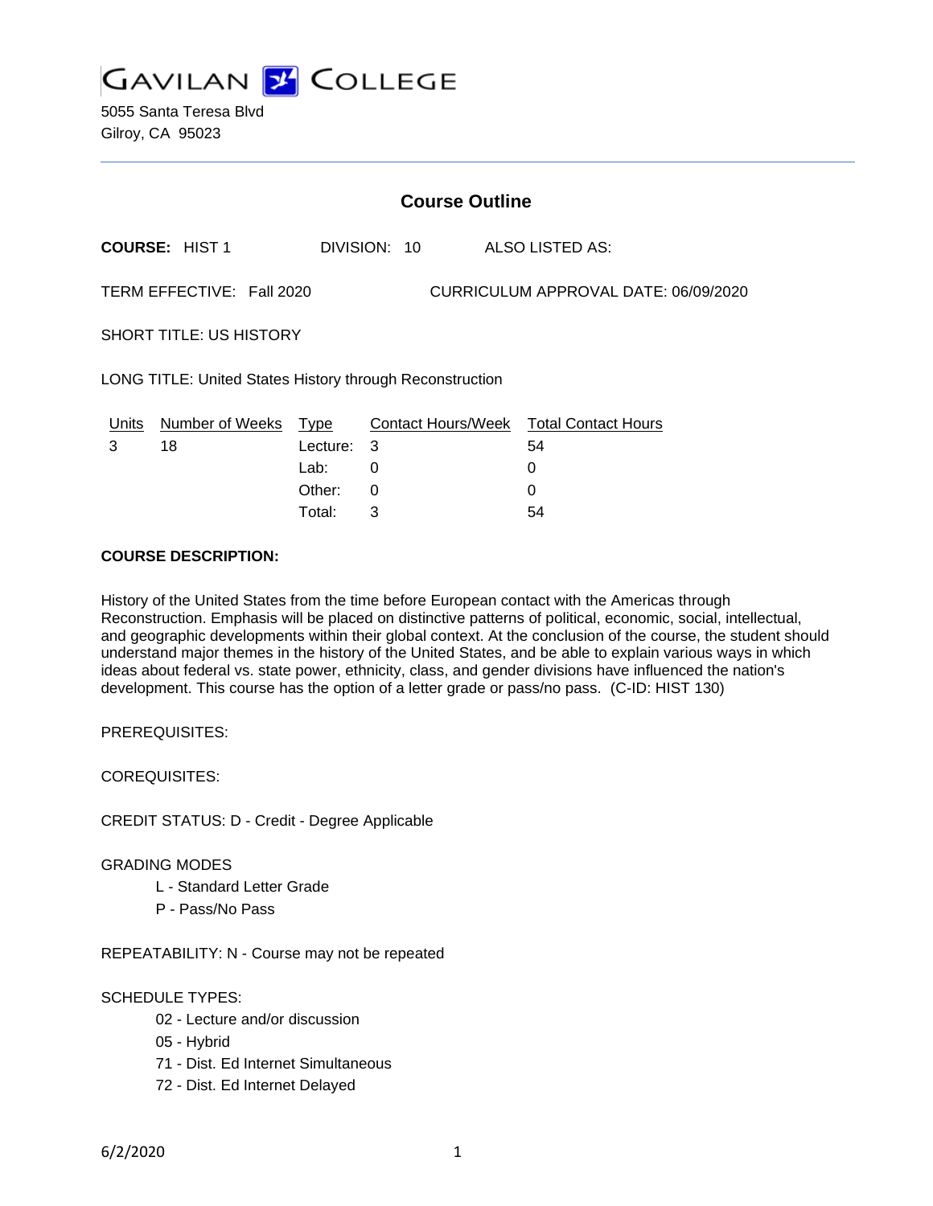# GAVILAN COLLEGE

5055 Santa Teresa Blvd
Gilroy, CA 95023

## Course Outline

**COURSE:** HIST 1 DIVISION: 10 ALSO LISTED AS:

TERM EFFECTIVE: Fall 2020 CURRICULUM APPROVAL DATE: 06/09/2020

SHORT TITLE: US HISTORY

LONG TITLE: United States History through Reconstruction

| Units | Number of Weeks | Type | Contact Hours/Week | Total Contact Hours |
|---|---|---|---|---|
| 3 | 18 | Lecture: | 3 | 54 |
| | | Lab: | 0 | 0 |
| | | Other: | 0 | 0 |
| | | Total: | 3 | 54 |

**COURSE DESCRIPTION:**

History of the United States from the time before European contact with the Americas through Reconstruction. Emphasis will be placed on distinctive patterns of political, economic, social, intellectual, and geographic developments within their global context. At the conclusion of the course, the student should understand major themes in the history of the United States, and be able to explain various ways in which ideas about federal vs. state power, ethnicity, class, and gender divisions have influenced the nation's development. This course has the option of a letter grade or pass/no pass. (C-ID: HIST 130)

PREREQUISITES:

COREQUISITES:

CREDIT STATUS: D - Credit - Degree Applicable

GRADING MODES

- L - Standard Letter Grade
- P - Pass/No Pass

REPEATABILITY: N - Course may not be repeated

SCHEDULE TYPES:

- 02 - Lecture and/or discussion
- 05 - Hybrid
- 71 - Dist. Ed Internet Simultaneous
- 72 - Dist. Ed Internet Delayed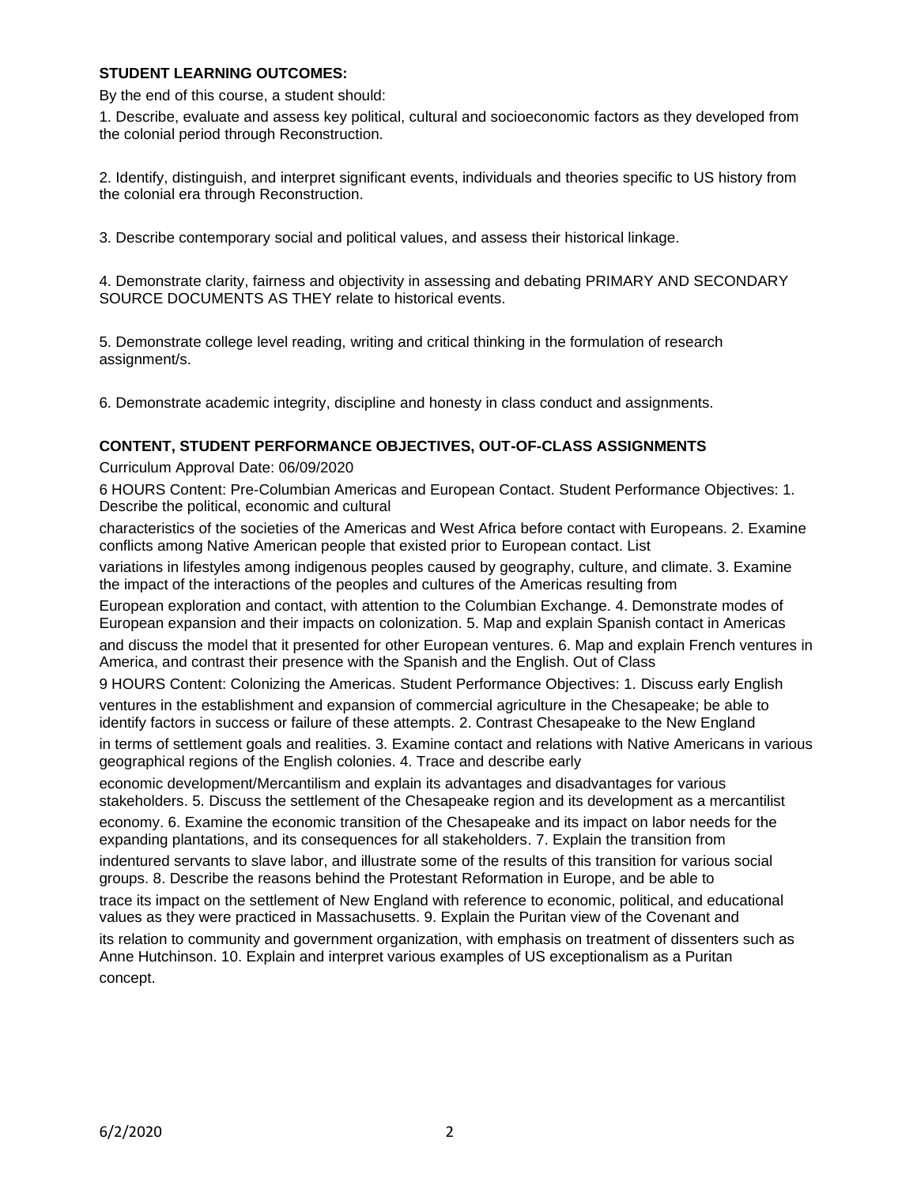**STUDENT LEARNING OUTCOMES:**

By the end of this course, a student should:

1. Describe, evaluate and assess key political, cultural and socioeconomic factors as they developed from the colonial period through Reconstruction.

2. Identify, distinguish, and interpret significant events, individuals and theories specific to US history from the colonial era through Reconstruction.

3. Describe contemporary social and political values, and assess their historical linkage.

4. Demonstrate clarity, fairness and objectivity in assessing and debating PRIMARY AND SECONDARY SOURCE DOCUMENTS AS THEY relate to historical events.

5. Demonstrate college level reading, writing and critical thinking in the formulation of research assignment/s.

6. Demonstrate academic integrity, discipline and honesty in class conduct and assignments.

**CONTENT, STUDENT PERFORMANCE OBJECTIVES, OUT-OF-CLASS ASSIGNMENTS**

Curriculum Approval Date: 06/09/2020

6 HOURS Content: Pre-Columbian Americas and European Contact. Student Performance Objectives: 1. Describe the political, economic and cultural characteristics of the societies of the Americas and West Africa before contact with Europeans. 2. Examine conflicts among Native American people that existed prior to European contact. List variations in lifestyles among indigenous peoples caused by geography, culture, and climate. 3. Examine the impact of the interactions of the peoples and cultures of the Americas resulting from European exploration and contact, with attention to the Columbian Exchange. 4. Demonstrate modes of European expansion and their impacts on colonization. 5. Map and explain Spanish contact in Americas and discuss the model that it presented for other European ventures. 6. Map and explain French ventures in America, and contrast their presence with the Spanish and the English. Out of Class

9 HOURS Content: Colonizing the Americas. Student Performance Objectives: 1. Discuss early English ventures in the establishment and expansion of commercial agriculture in the Chesapeake; be able to identify factors in success or failure of these attempts. 2. Contrast Chesapeake to the New England in terms of settlement goals and realities. 3. Examine contact and relations with Native Americans in various geographical regions of the English colonies. 4. Trace and describe early economic development/Mercantilism and explain its advantages and disadvantages for various stakeholders. 5. Discuss the settlement of the Chesapeake region and its development as a mercantilist economy. 6. Examine the economic transition of the Chesapeake and its impact on labor needs for the expanding plantations, and its consequences for all stakeholders. 7. Explain the transition from indentured servants to slave labor, and illustrate some of the results of this transition for various social groups. 8. Describe the reasons behind the Protestant Reformation in Europe, and be able to trace its impact on the settlement of New England with reference to economic, political, and educational values as they were practiced in Massachusetts. 9. Explain the Puritan view of the Covenant and its relation to community and government organization, with emphasis on treatment of dissenters such as Anne Hutchinson. 10. Explain and interpret various examples of US exceptionalism as a Puritan concept.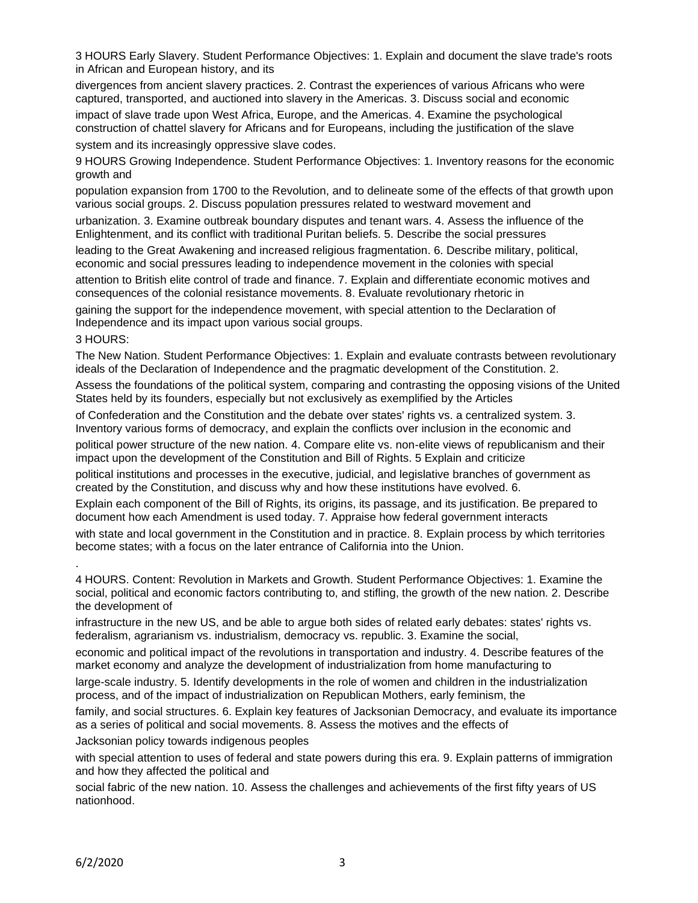3 HOURS Early Slavery. Student Performance Objectives: 1. Explain and document the slave trade's roots in African and European history, and its divergences from ancient slavery practices. 2. Contrast the experiences of various Africans who were captured, transported, and auctioned into slavery in the Americas. 3. Discuss social and economic impact of slave trade upon West Africa, Europe, and the Americas. 4. Examine the psychological construction of chattel slavery for Africans and for Europeans, including the justification of the slave system and its increasingly oppressive slave codes.

9 HOURS Growing Independence. Student Performance Objectives: 1. Inventory reasons for the economic growth and population expansion from 1700 to the Revolution, and to delineate some of the effects of that growth upon various social groups. 2. Discuss population pressures related to westward movement and urbanization. 3. Examine outbreak boundary disputes and tenant wars. 4. Assess the influence of the Enlightenment, and its conflict with traditional Puritan beliefs. 5. Describe the social pressures leading to the Great Awakening and increased religious fragmentation. 6. Describe military, political, economic and social pressures leading to independence movement in the colonies with special attention to British elite control of trade and finance. 7. Explain and differentiate economic motives and consequences of the colonial resistance movements. 8. Evaluate revolutionary rhetoric in gaining the support for the independence movement, with special attention to the Declaration of Independence and its impact upon various social groups.

3 HOURS:

The New Nation. Student Performance Objectives: 1. Explain and evaluate contrasts between revolutionary ideals of the Declaration of Independence and the pragmatic development of the Constitution. 2. Assess the foundations of the political system, comparing and contrasting the opposing visions of the United States held by its founders, especially but not exclusively as exemplified by the Articles of Confederation and the Constitution and the debate over states' rights vs. a centralized system. 3. Inventory various forms of democracy, and explain the conflicts over inclusion in the economic and political power structure of the new nation. 4. Compare elite vs. non-elite views of republicanism and their impact upon the development of the Constitution and Bill of Rights. 5 Explain and criticize political institutions and processes in the executive, judicial, and legislative branches of government as created by the Constitution, and discuss why and how these institutions have evolved. 6. Explain each component of the Bill of Rights, its origins, its passage, and its justification. Be prepared to document how each Amendment is used today. 7. Appraise how federal government interacts with state and local government in the Constitution and in practice. 8. Explain process by which territories become states; with a focus on the later entrance of California into the Union.

.

4 HOURS. Content: Revolution in Markets and Growth. Student Performance Objectives: 1. Examine the social, political and economic factors contributing to, and stifling, the growth of the new nation. 2. Describe the development of infrastructure in the new US, and be able to argue both sides of related early debates: states' rights vs. federalism, agrarianism vs. industrialism, democracy vs. republic. 3. Examine the social, economic and political impact of the revolutions in transportation and industry. 4. Describe features of the market economy and analyze the development of industrialization from home manufacturing to large-scale industry. 5. Identify developments in the role of women and children in the industrialization process, and of the impact of industrialization on Republican Mothers, early feminism, the family, and social structures. 6. Explain key features of Jacksonian Democracy, and evaluate its importance as a series of political and social movements. 8. Assess the motives and the effects of Jacksonian policy towards indigenous peoples with special attention to uses of federal and state powers during this era. 9. Explain patterns of immigration and how they affected the political and social fabric of the new nation. 10. Assess the challenges and achievements of the first fifty years of US nationhood.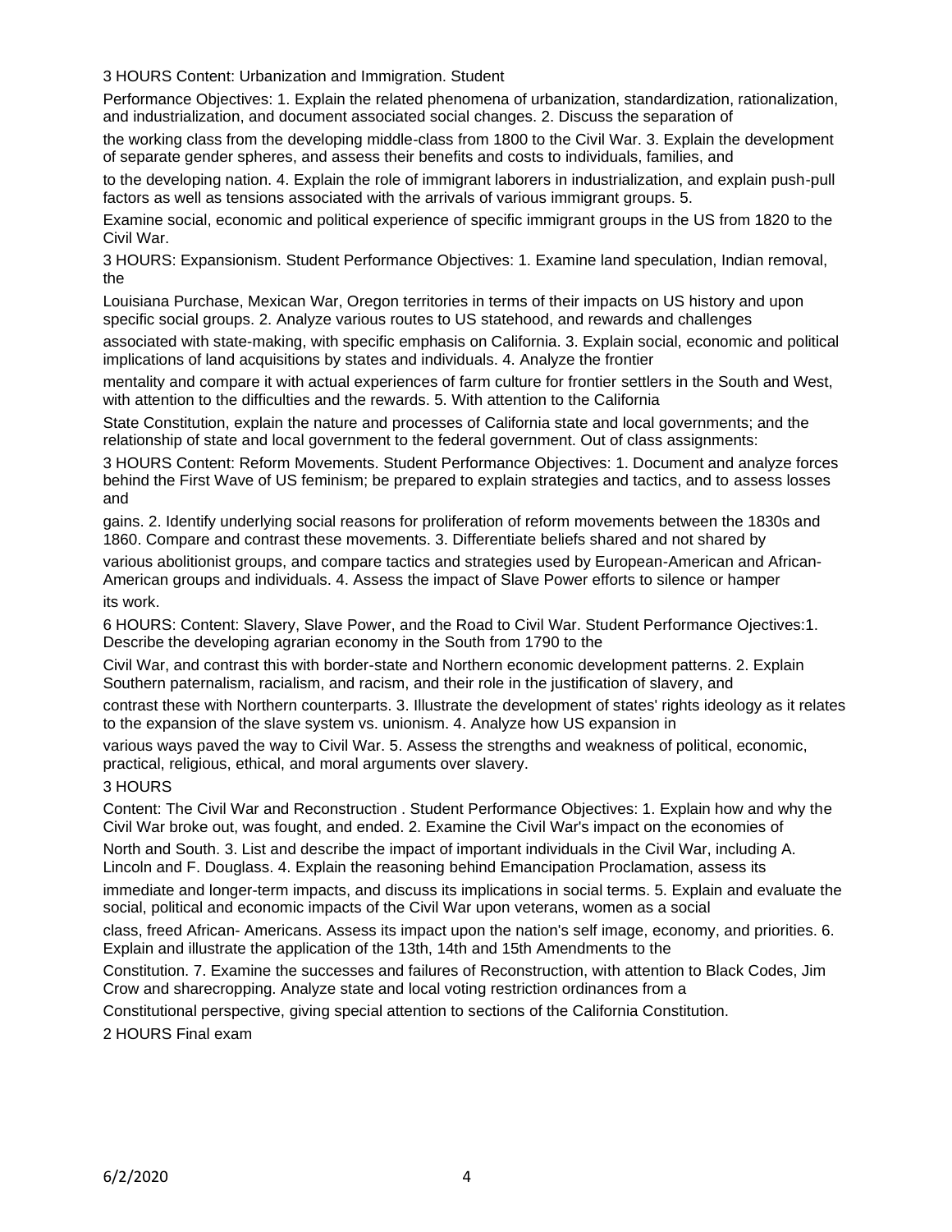3 HOURS Content: Urbanization and Immigration. Student Performance Objectives: 1. Explain the related phenomena of urbanization, standardization, rationalization, and industrialization, and document associated social changes. 2. Discuss the separation of the working class from the developing middle-class from 1800 to the Civil War. 3. Explain the development of separate gender spheres, and assess their benefits and costs to individuals, families, and to the developing nation. 4. Explain the role of immigrant laborers in industrialization, and explain push-pull factors as well as tensions associated with the arrivals of various immigrant groups. 5. Examine social, economic and political experience of specific immigrant groups in the US from 1820 to the Civil War.

3 HOURS: Expansionism. Student Performance Objectives: 1. Examine land speculation, Indian removal, the Louisiana Purchase, Mexican War, Oregon territories in terms of their impacts on US history and upon specific social groups. 2. Analyze various routes to US statehood, and rewards and challenges associated with state-making, with specific emphasis on California. 3. Explain social, economic and political implications of land acquisitions by states and individuals. 4. Analyze the frontier mentality and compare it with actual experiences of farm culture for frontier settlers in the South and West, with attention to the difficulties and the rewards. 5. With attention to the California State Constitution, explain the nature and processes of California state and local governments; and the relationship of state and local government to the federal government. Out of class assignments:

3 HOURS Content: Reform Movements. Student Performance Objectives: 1. Document and analyze forces behind the First Wave of US feminism; be prepared to explain strategies and tactics, and to assess losses and gains. 2. Identify underlying social reasons for proliferation of reform movements between the 1830s and 1860. Compare and contrast these movements. 3. Differentiate beliefs shared and not shared by various abolitionist groups, and compare tactics and strategies used by European-American and African-American groups and individuals. 4. Assess the impact of Slave Power efforts to silence or hamper its work.

6 HOURS: Content: Slavery, Slave Power, and the Road to Civil War. Student Performance Ojectives:1. Describe the developing agrarian economy in the South from 1790 to the Civil War, and contrast this with border-state and Northern economic development patterns. 2. Explain Southern paternalism, racialism, and racism, and their role in the justification of slavery, and contrast these with Northern counterparts. 3. Illustrate the development of states' rights ideology as it relates to the expansion of the slave system vs. unionism. 4. Analyze how US expansion in various ways paved the way to Civil War. 5. Assess the strengths and weakness of political, economic, practical, religious, ethical, and moral arguments over slavery.

3 HOURS

Content: The Civil War and Reconstruction . Student Performance Objectives: 1. Explain how and why the Civil War broke out, was fought, and ended. 2. Examine the Civil War's impact on the economies of North and South. 3. List and describe the impact of important individuals in the Civil War, including A. Lincoln and F. Douglass. 4. Explain the reasoning behind Emancipation Proclamation, assess its immediate and longer-term impacts, and discuss its implications in social terms. 5. Explain and evaluate the social, political and economic impacts of the Civil War upon veterans, women as a social class, freed African- Americans. Assess its impact upon the nation's self image, economy, and priorities. 6. Explain and illustrate the application of the 13th, 14th and 15th Amendments to the Constitution. 7. Examine the successes and failures of Reconstruction, with attention to Black Codes, Jim Crow and sharecropping. Analyze state and local voting restriction ordinances from a Constitutional perspective, giving special attention to sections of the California Constitution.

2 HOURS Final exam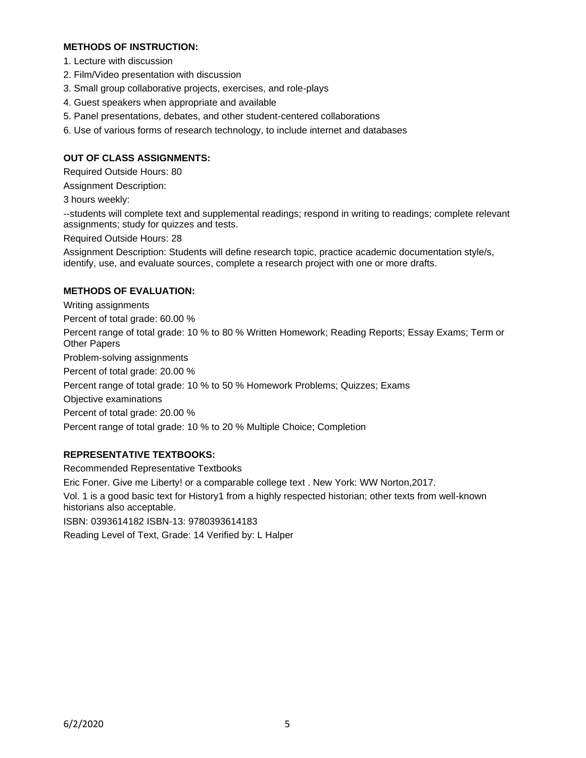**METHODS OF INSTRUCTION:**

1. Lecture with discussion
2. Film/Video presentation with discussion
3. Small group collaborative projects, exercises, and role-plays
4. Guest speakers when appropriate and available
5. Panel presentations, debates, and other student-centered collaborations
6. Use of various forms of research technology, to include internet and databases

**OUT OF CLASS ASSIGNMENTS:**

Required Outside Hours: 80

Assignment Description:

3 hours weekly:

--students will complete text and supplemental readings; respond in writing to readings; complete relevant assignments; study for quizzes and tests.

Required Outside Hours: 28

Assignment Description: Students will define research topic, practice academic documentation style/s, identify, use, and evaluate sources, complete a research project with one or more drafts.

**METHODS OF EVALUATION:**

Writing assignments

Percent of total grade: 60.00 %

Percent range of total grade: 10 % to 80 % Written Homework; Reading Reports; Essay Exams; Term or Other Papers

Problem-solving assignments

Percent of total grade: 20.00 %

Percent range of total grade: 10 % to 50 % Homework Problems; Quizzes; Exams

Objective examinations

Percent of total grade: 20.00 %

Percent range of total grade: 10 % to 20 % Multiple Choice; Completion

**REPRESENTATIVE TEXTBOOKS:**

Recommended Representative Textbooks

Eric Foner. Give me Liberty! or a comparable college text . New York: WW Norton,2017.

Vol. 1 is a good basic text for History1 from a highly respected historian; other texts from well-known historians also acceptable.

ISBN: 0393614182 ISBN-13: 9780393614183

Reading Level of Text, Grade: 14 Verified by: L Halper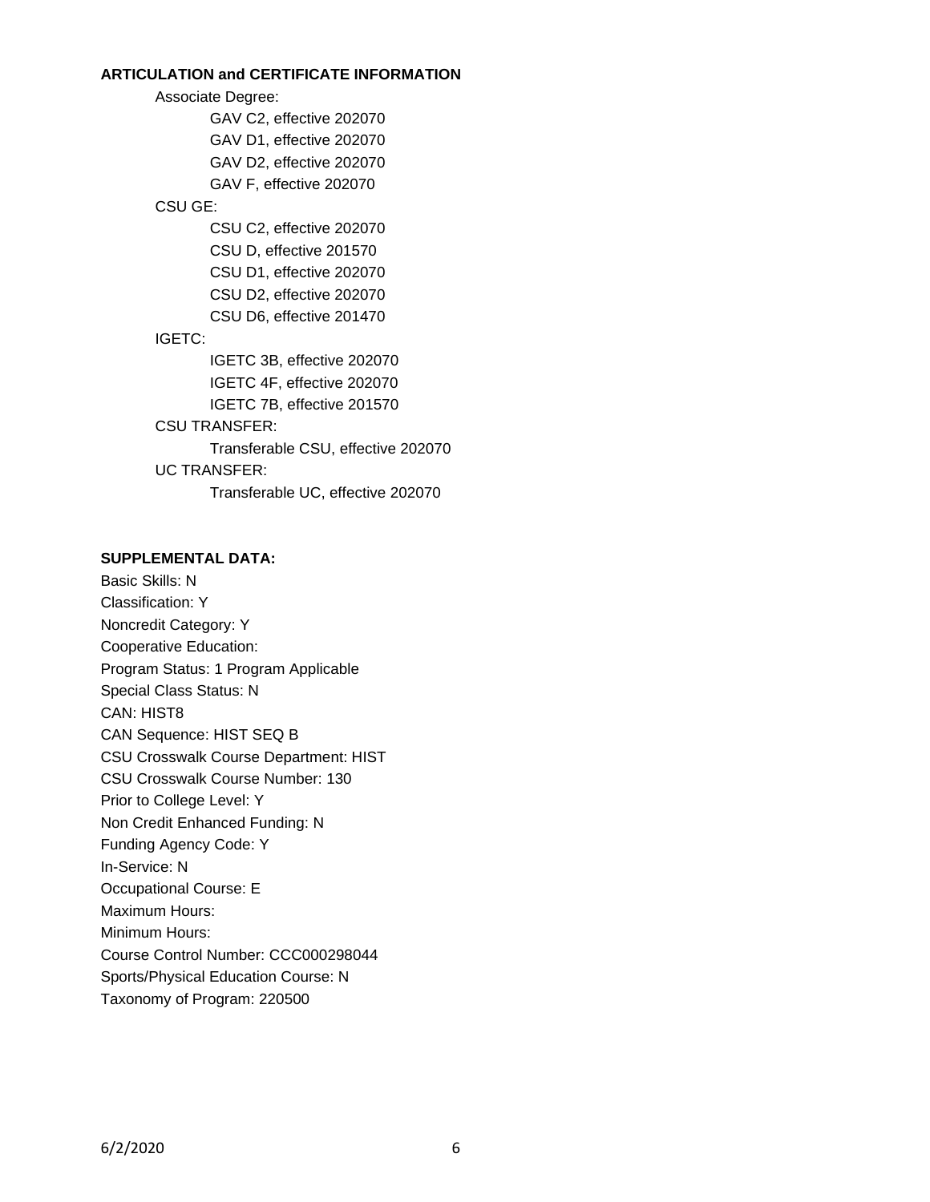**ARTICULATION and CERTIFICATE INFORMATION**

Associate Degree:

- GAV C2, effective 202070
- GAV D1, effective 202070
- GAV D2, effective 202070
- GAV F, effective 202070

CSU GE:

- CSU C2, effective 202070
- CSU D, effective 201570
- CSU D1, effective 202070
- CSU D2, effective 202070
- CSU D6, effective 201470

IGETC:

- IGETC 3B, effective 202070
- IGETC 4F, effective 202070
- IGETC 7B, effective 201570

CSU TRANSFER:

- Transferable CSU, effective 202070

UC TRANSFER:

- Transferable UC, effective 202070

**SUPPLEMENTAL DATA:**

Basic Skills: N
Classification: Y
Noncredit Category: Y
Cooperative Education:
Program Status: 1 Program Applicable
Special Class Status: N
CAN: HIST8
CAN Sequence: HIST SEQ B
CSU Crosswalk Course Department: HIST
CSU Crosswalk Course Number: 130
Prior to College Level: Y
Non Credit Enhanced Funding: N
Funding Agency Code: Y
In-Service: N
Occupational Course: E
Maximum Hours:
Minimum Hours:
Course Control Number: CCC000298044
Sports/Physical Education Course: N
Taxonomy of Program: 220500